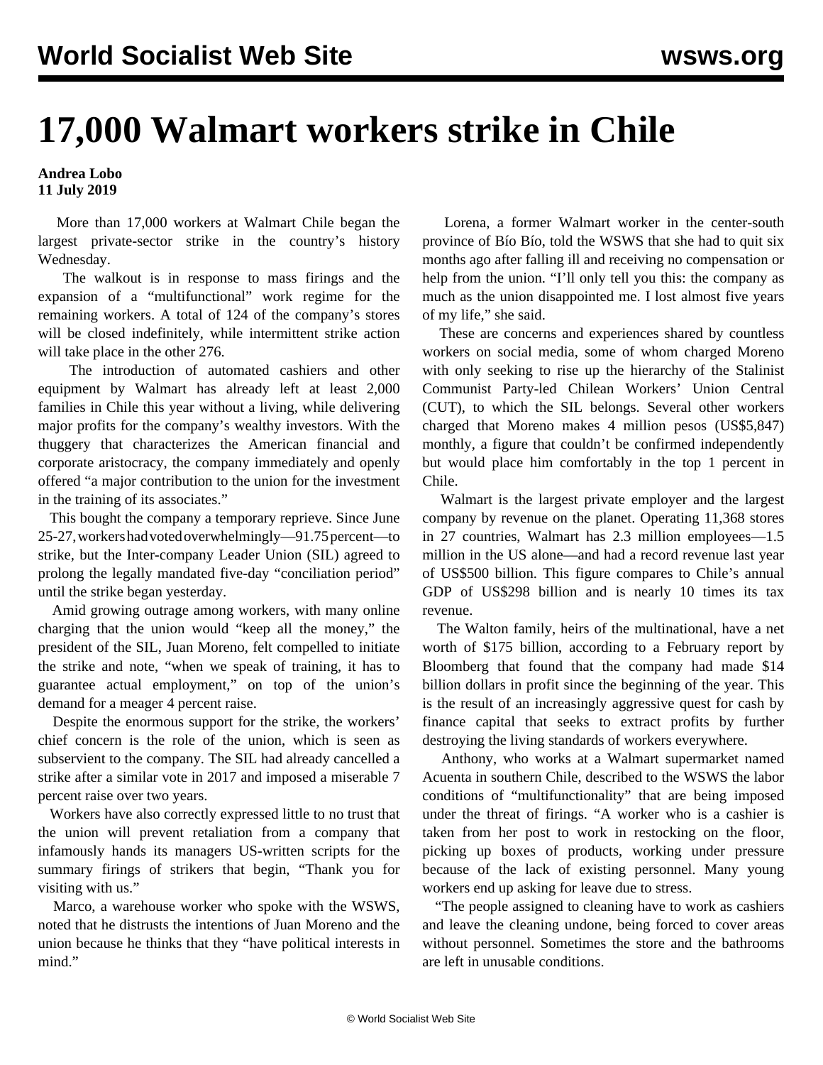# 17,000 Walmart workers strike in Chile

**Andrea Lobo**
**11 July 2019**

More than 17,000 workers at Walmart Chile began the largest private-sector strike in the country's history Wednesday.

The walkout is in response to mass firings and the expansion of a "multifunctional" work regime for the remaining workers. A total of 124 of the company's stores will be closed indefinitely, while intermittent strike action will take place in the other 276.

The introduction of automated cashiers and other equipment by Walmart has already left at least 2,000 families in Chile this year without a living, while delivering major profits for the company's wealthy investors. With the thuggery that characterizes the American financial and corporate aristocracy, the company immediately and openly offered "a major contribution to the union for the investment in the training of its associates."

This bought the company a temporary reprieve. Since June 25-27, workers had voted overwhelmingly—91.75 percent—to strike, but the Inter-company Leader Union (SIL) agreed to prolong the legally mandated five-day "conciliation period" until the strike began yesterday.

Amid growing outrage among workers, with many online charging that the union would "keep all the money," the president of the SIL, Juan Moreno, felt compelled to initiate the strike and note, "when we speak of training, it has to guarantee actual employment," on top of the union's demand for a meager 4 percent raise.

Despite the enormous support for the strike, the workers' chief concern is the role of the union, which is seen as subservient to the company. The SIL had already cancelled a strike after a similar vote in 2017 and imposed a miserable 7 percent raise over two years.

Workers have also correctly expressed little to no trust that the union will prevent retaliation from a company that infamously hands its managers US-written scripts for the summary firings of strikers that begin, "Thank you for visiting with us."

Marco, a warehouse worker who spoke with the WSWS, noted that he distrusts the intentions of Juan Moreno and the union because he thinks that they "have political interests in mind."

Lorena, a former Walmart worker in the center-south province of Bío Bío, told the WSWS that she had to quit six months ago after falling ill and receiving no compensation or help from the union. "I'll only tell you this: the company as much as the union disappointed me. I lost almost five years of my life," she said.

These are concerns and experiences shared by countless workers on social media, some of whom charged Moreno with only seeking to rise up the hierarchy of the Stalinist Communist Party-led Chilean Workers' Union Central (CUT), to which the SIL belongs. Several other workers charged that Moreno makes 4 million pesos (US$5,847) monthly, a figure that couldn't be confirmed independently but would place him comfortably in the top 1 percent in Chile.

Walmart is the largest private employer and the largest company by revenue on the planet. Operating 11,368 stores in 27 countries, Walmart has 2.3 million employees—1.5 million in the US alone—and had a record revenue last year of US$500 billion. This figure compares to Chile's annual GDP of US$298 billion and is nearly 10 times its tax revenue.

The Walton family, heirs of the multinational, have a net worth of $175 billion, according to a February report by Bloomberg that found that the company had made $14 billion dollars in profit since the beginning of the year. This is the result of an increasingly aggressive quest for cash by finance capital that seeks to extract profits by further destroying the living standards of workers everywhere.

Anthony, who works at a Walmart supermarket named Acuenta in southern Chile, described to the WSWS the labor conditions of "multifunctionality" that are being imposed under the threat of firings. "A worker who is a cashier is taken from her post to work in restocking on the floor, picking up boxes of products, working under pressure because of the lack of existing personnel. Many young workers end up asking for leave due to stress.

"The people assigned to cleaning have to work as cashiers and leave the cleaning undone, being forced to cover areas without personnel. Sometimes the store and the bathrooms are left in unusable conditions.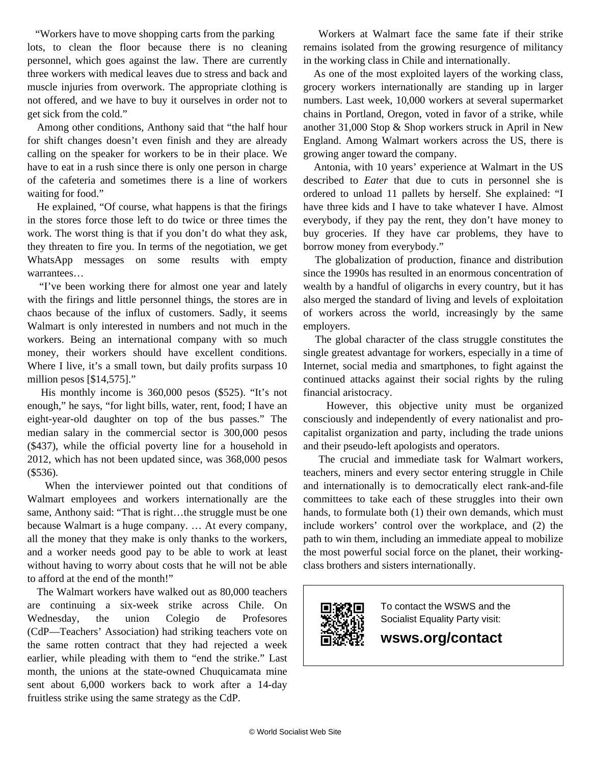"Workers have to move shopping carts from the parking lots, to clean the floor because there is no cleaning personnel, which goes against the law. There are currently three workers with medical leaves due to stress and back and muscle injuries from overwork. The appropriate clothing is not offered, and we have to buy it ourselves in order not to get sick from the cold."

Among other conditions, Anthony said that "the half hour for shift changes doesn't even finish and they are already calling on the speaker for workers to be in their place. We have to eat in a rush since there is only one person in charge of the cafeteria and sometimes there is a line of workers waiting for food."

He explained, "Of course, what happens is that the firings in the stores force those left to do twice or three times the work. The worst thing is that if you don't do what they ask, they threaten to fire you. In terms of the negotiation, we get WhatsApp messages on some results with empty warrantees…

"I've been working there for almost one year and lately with the firings and little personnel things, the stores are in chaos because of the influx of customers. Sadly, it seems Walmart is only interested in numbers and not much in the workers. Being an international company with so much money, their workers should have excellent conditions. Where I live, it's a small town, but daily profits surpass 10 million pesos [$14,575]."

His monthly income is 360,000 pesos ($525). "It's not enough," he says, "for light bills, water, rent, food; I have an eight-year-old daughter on top of the bus passes." The median salary in the commercial sector is 300,000 pesos ($437), while the official poverty line for a household in 2012, which has not been updated since, was 368,000 pesos ($536).

When the interviewer pointed out that conditions of Walmart employees and workers internationally are the same, Anthony said: "That is right…the struggle must be one because Walmart is a huge company. … At every company, all the money that they make is only thanks to the workers, and a worker needs good pay to be able to work at least without having to worry about costs that he will not be able to afford at the end of the month!"

The Walmart workers have walked out as 80,000 teachers are continuing a six-week strike across Chile. On Wednesday, the union Colegio de Profesores (CdP—Teachers' Association) had striking teachers vote on the same rotten contract that they had rejected a week earlier, while pleading with them to "end the strike." Last month, the unions at the state-owned Chuquicamata mine sent about 6,000 workers back to work after a 14-day fruitless strike using the same strategy as the CdP.

Workers at Walmart face the same fate if their strike remains isolated from the growing resurgence of militancy in the working class in Chile and internationally.

As one of the most exploited layers of the working class, grocery workers internationally are standing up in larger numbers. Last week, 10,000 workers at several supermarket chains in Portland, Oregon, voted in favor of a strike, while another 31,000 Stop & Shop workers struck in April in New England. Among Walmart workers across the US, there is growing anger toward the company.

Antonia, with 10 years' experience at Walmart in the US described to *Eater* that due to cuts in personnel she is ordered to unload 11 pallets by herself. She explained: "I have three kids and I have to take whatever I have. Almost everybody, if they pay the rent, they don't have money to buy groceries. If they have car problems, they have to borrow money from everybody."

The globalization of production, finance and distribution since the 1990s has resulted in an enormous concentration of wealth by a handful of oligarchs in every country, but it has also merged the standard of living and levels of exploitation of workers across the world, increasingly by the same employers.

The global character of the class struggle constitutes the single greatest advantage for workers, especially in a time of Internet, social media and smartphones, to fight against the continued attacks against their social rights by the ruling financial aristocracy.

However, this objective unity must be organized consciously and independently of every nationalist and pro-capitalist organization and party, including the trade unions and their pseudo-left apologists and operators.

The crucial and immediate task for Walmart workers, teachers, miners and every sector entering struggle in Chile and internationally is to democratically elect rank-and-file committees to take each of these struggles into their own hands, to formulate both (1) their own demands, which must include workers' control over the workplace, and (2) the path to win them, including an immediate appeal to mobilize the most powerful social force on the planet, their working-class brothers and sisters internationally.

To contact the WSWS and the Socialist Equality Party visit:

**wsws.org/contact**